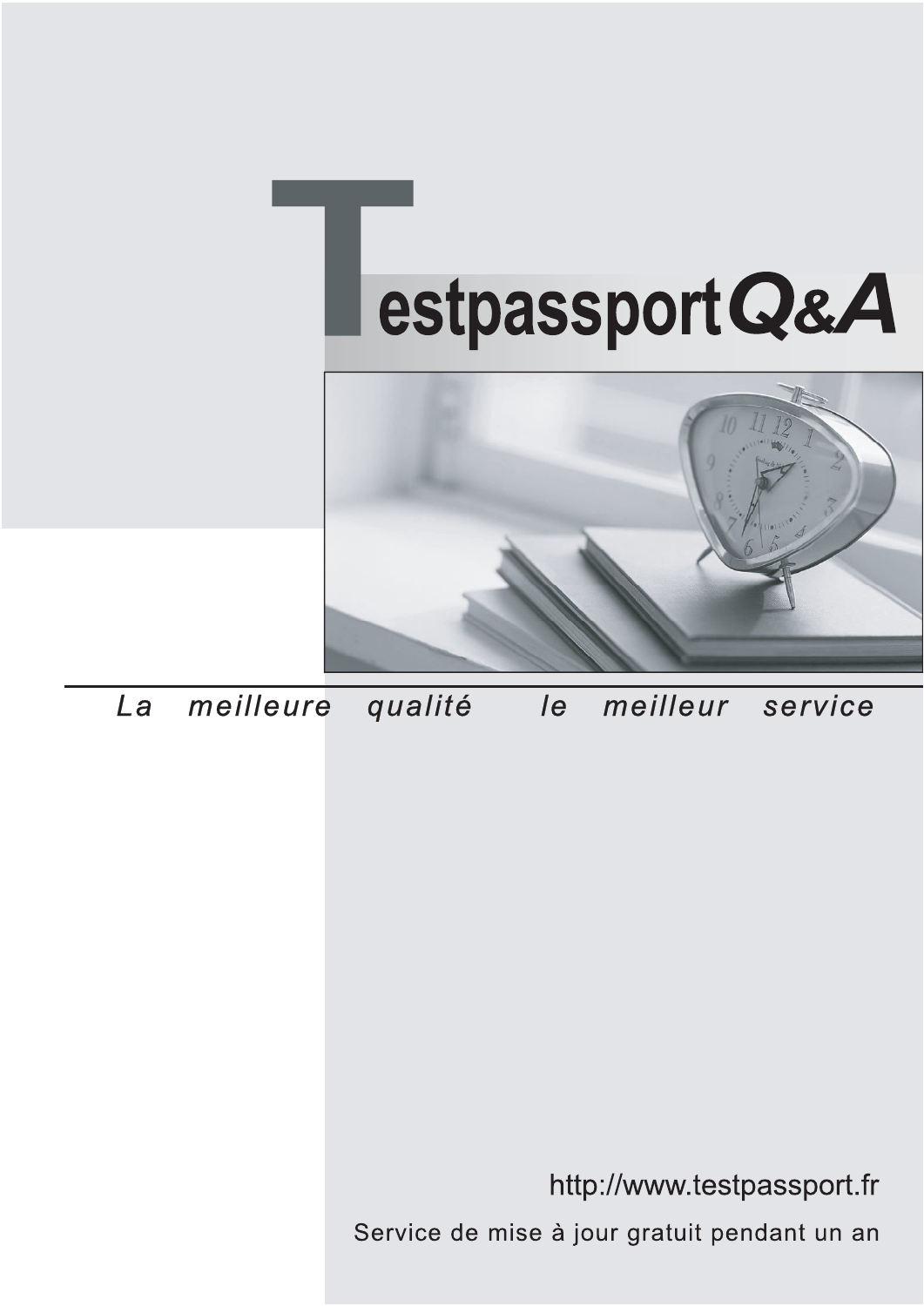# Testpassport Q&A

*La meilleure qualité le meilleur service*

http://www.testpassport.fr

Service de mise à jour gratuit pendant un an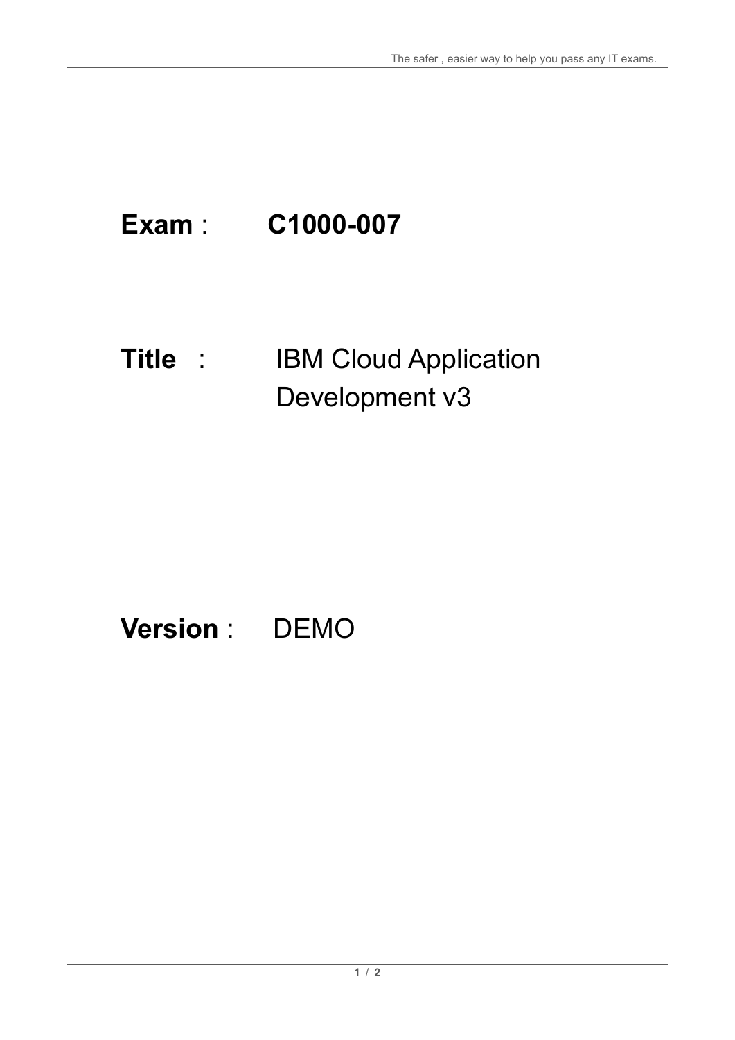**Exam** : **C1000-007**

**Title** : IBM Cloud Application Development v3

**Version** : DEMO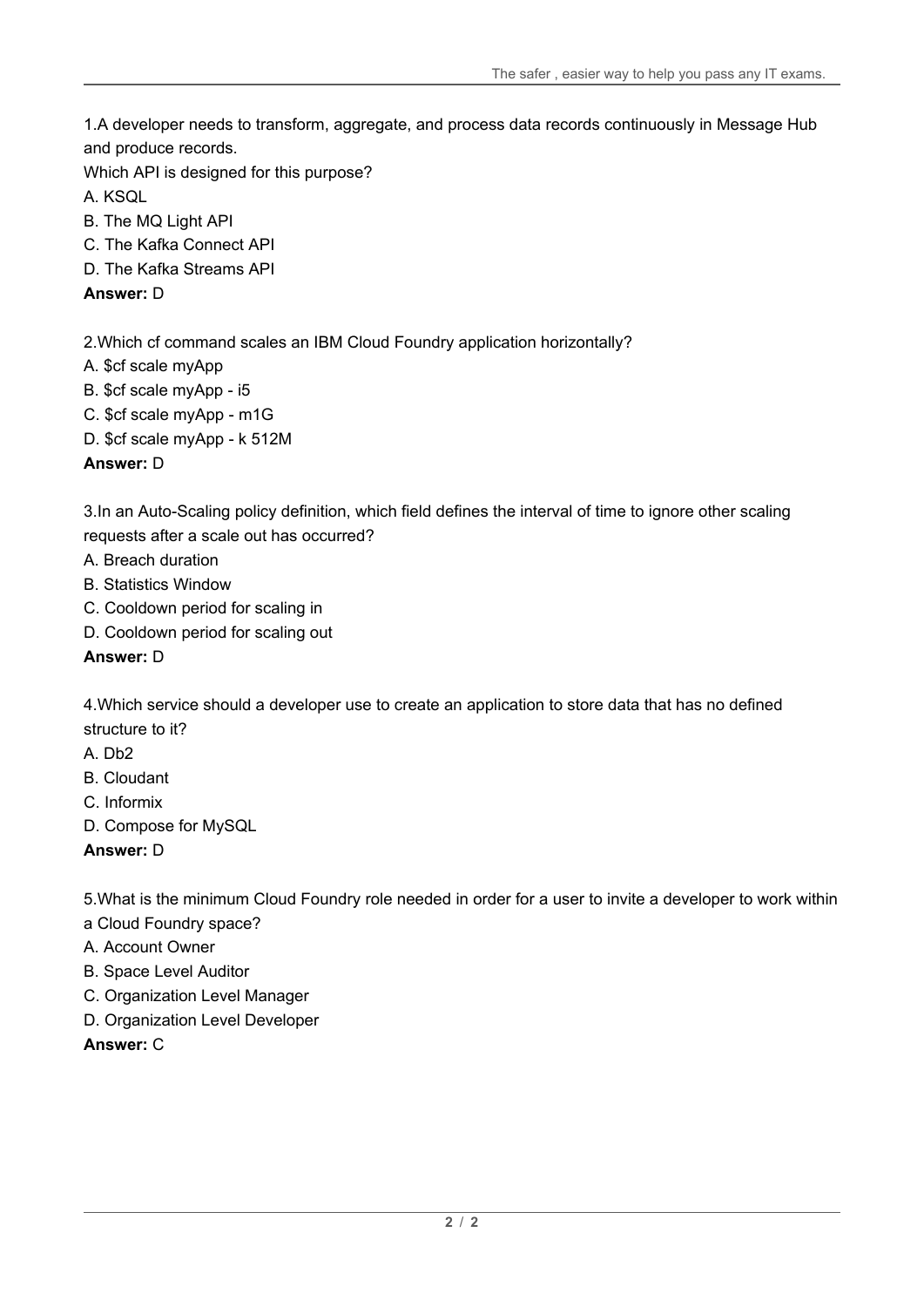1.A developer needs to transform, aggregate, and process data records continuously in Message Hub and produce records.

Which API is designed for this purpose?

A. KSQL

B. The MQ Light API

C. The Kafka Connect API

D. The Kafka Streams API

**Answer:** D

2.Which cf command scales an IBM Cloud Foundry application horizontally?

A. $cf scale myApp

B. $cf scale myApp - i5

C. $cf scale myApp - m1G

D. $cf scale myApp - k 512M

**Answer:** D

3.In an Auto-Scaling policy definition, which field defines the interval of time to ignore other scaling requests after a scale out has occurred?

A. Breach duration

B. Statistics Window

C. Cooldown period for scaling in

D. Cooldown period for scaling out

**Answer:** D

4.Which service should a developer use to create an application to store data that has no defined structure to it?

A. Db2

B. Cloudant

C. Informix

D. Compose for MySQL

**Answer:** D

5.What is the minimum Cloud Foundry role needed in order for a user to invite a developer to work within a Cloud Foundry space?

A. Account Owner

B. Space Level Auditor

C. Organization Level Manager

D. Organization Level Developer

**Answer:** C